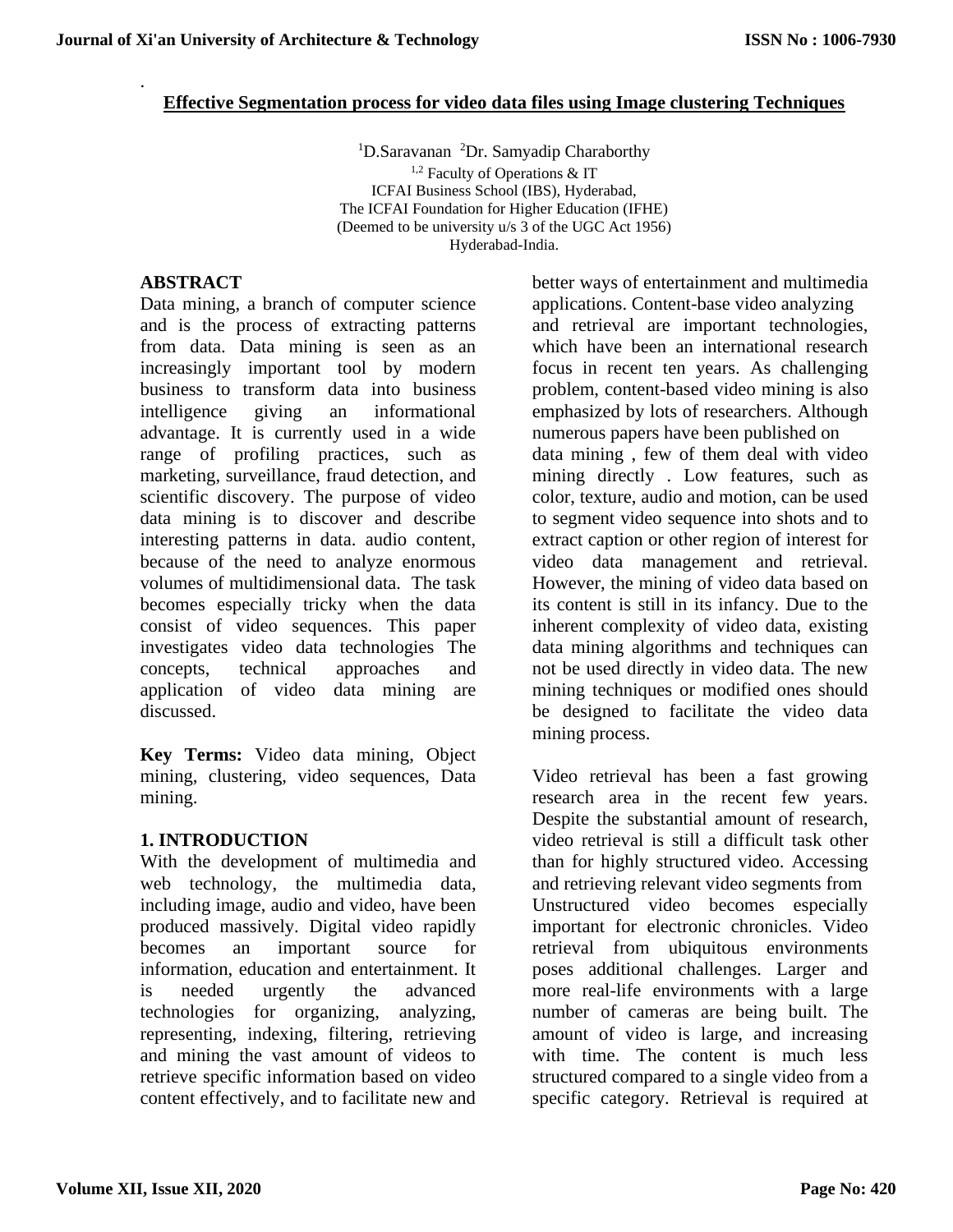# Effective Segmentation process for video data files using Image clustering Techniques

[1]D.Saravanan [2]Dr. Samyadip Charaborthy

[1,2] Faculty of Operations & IT
ICFAI Business School (IBS), Hyderabad,
The ICFAI Foundation for Higher Education (IFHE)
(Deemed to be university u/s 3 of the UGC Act 1956)
Hyderabad-India.

## ABSTRACT

Data mining, a branch of computer science and is the process of extracting patterns from data. Data mining is seen as an increasingly important tool by modern business to transform data into business intelligence giving an informational advantage. It is currently used in a wide range of profiling practices, such as marketing, surveillance, fraud detection, and scientific discovery. The purpose of video data mining is to discover and describe interesting patterns in data. audio content, because of the need to analyze enormous volumes of multidimensional data. The task becomes especially tricky when the data consist of video sequences. This paper investigates video data technologies The concepts, technical approaches and application of video data mining are discussed.

**Key Terms:** Video data mining, Object mining, clustering, video sequences, Data mining.

## 1. INTRODUCTION

With the development of multimedia and web technology, the multimedia data, including image, audio and video, have been produced massively. Digital video rapidly becomes an important source for information, education and entertainment. It is needed urgently the advanced technologies for organizing, analyzing, representing, indexing, filtering, retrieving and mining the vast amount of videos to retrieve specific information based on video content effectively, and to facilitate new and better ways of entertainment and multimedia applications. Content-base video analyzing and retrieval are important technologies, which have been an international research focus in recent ten years. As challenging problem, content-based video mining is also emphasized by lots of researchers. Although numerous papers have been published on data mining , few of them deal with video mining directly . Low features, such as color, texture, audio and motion, can be used to segment video sequence into shots and to extract caption or other region of interest for video data management and retrieval. However, the mining of video data based on its content is still in its infancy. Due to the inherent complexity of video data, existing data mining algorithms and techniques can not be used directly in video data. The new mining techniques or modified ones should be designed to facilitate the video data mining process.

Video retrieval has been a fast growing research area in the recent few years. Despite the substantial amount of research, video retrieval is still a difficult task other than for highly structured video. Accessing and retrieving relevant video segments from Unstructured video becomes especially important for electronic chronicles. Video retrieval from ubiquitous environments poses additional challenges. Larger and more real-life environments with a large number of cameras are being built. The amount of video is large, and increasing with time. The content is much less structured compared to a single video from a specific category. Retrieval is required at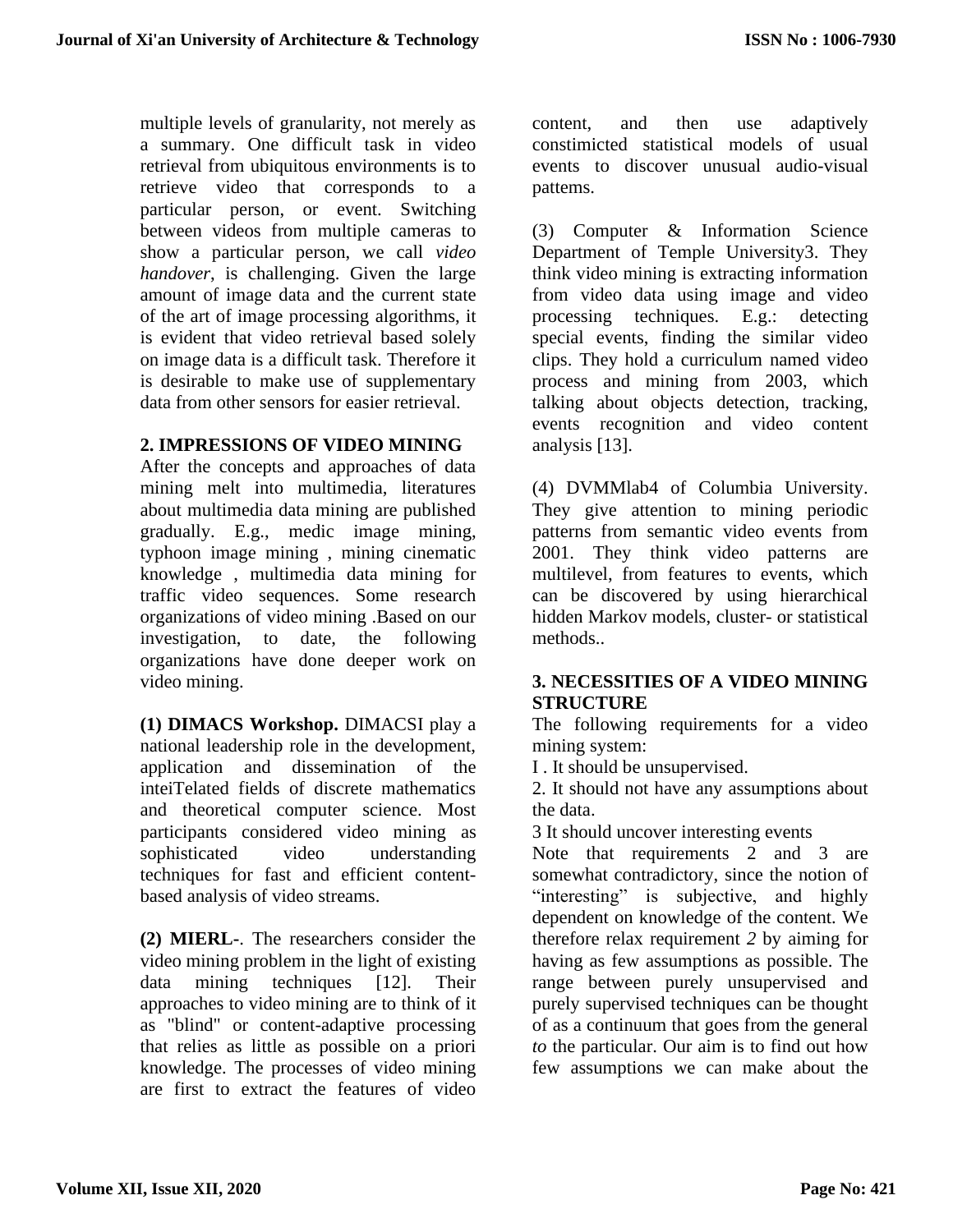multiple levels of granularity, not merely as a summary. One difficult task in video retrieval from ubiquitous environments is to retrieve video that corresponds to a particular person, or event. Switching between videos from multiple cameras to show a particular person, we call *video handover*, is challenging. Given the large amount of image data and the current state of the art of image processing algorithms, it is evident that video retrieval based solely on image data is a difficult task. Therefore it is desirable to make use of supplementary data from other sensors for easier retrieval.

## 2. IMPRESSIONS OF VIDEO MINING

After the concepts and approaches of data mining melt into multimedia, literatures about multimedia data mining are published gradually. E.g., medic image mining, typhoon image mining , mining cinematic knowledge , multimedia data mining for traffic video sequences. Some research organizations of video mining .Based on our investigation, to date, the following organizations have done deeper work on video mining.

**(1) DIMACS Workshop.** DIMACSI play a national leadership role in the development, application and dissemination of the inteiTelated fields of discrete mathematics and theoretical computer science. Most participants considered video mining as sophisticated video understanding techniques for fast and efficient content-based analysis of video streams.

**(2) MIERL-**. The researchers consider the video mining problem in the light of existing data mining techniques [12]. Their approaches to video mining are to think of it as "blind" or content-adaptive processing that relies as little as possible on a priori knowledge. The processes of video mining are first to extract the features of video content, and then use adaptively constimicted statistical models of usual events to discover unusual audio-visual pattems.

(3) Computer & Information Science Department of Temple University3. They think video mining is extracting information from video data using image and video processing techniques. E.g.: detecting special events, finding the similar video clips. They hold a curriculum named video process and mining from 2003, which talking about objects detection, tracking, events recognition and video content analysis [13].

(4) DVMMlab4 of Columbia University. They give attention to mining periodic patterns from semantic video events from 2001. They think video patterns are multilevel, from features to events, which can be discovered by using hierarchical hidden Markov models, cluster- or statistical methods..

## 3. NECESSITIES OF A VIDEO MINING STRUCTURE

The following requirements for a video mining system:

I . It should be unsupervised.

2. It should not have any assumptions about the data.

3 It should uncover interesting events

Note that requirements 2 and 3 are somewhat contradictory, since the notion of “interesting” is subjective, and highly dependent on knowledge of the content. We therefore relax requirement *2* by aiming for having as few assumptions as possible. The range between purely unsupervised and purely supervised techniques can be thought of as a continuum that goes from the general *to* the particular. Our aim is to find out how few assumptions we can make about the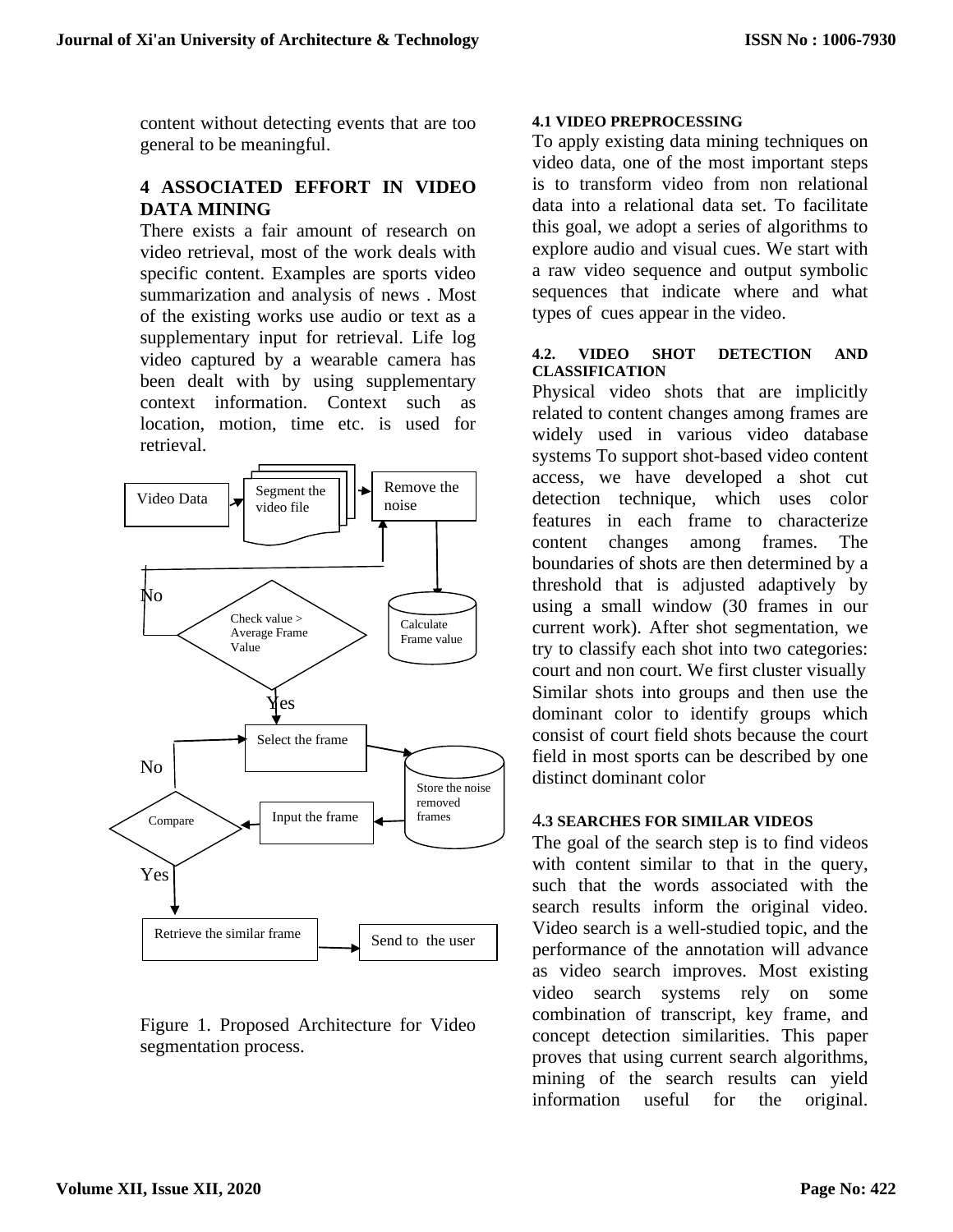content without detecting events that are too general to be meaningful.

## 4 ASSOCIATED EFFORT IN VIDEO DATA MINING

There exists a fair amount of research on video retrieval, most of the work deals with specific content. Examples are sports video summarization and analysis of news . Most of the existing works use audio or text as a supplementary input for retrieval. Life log video captured by a wearable camera has been dealt with by using supplementary context information. Context such as location, motion, time etc. is used for retrieval.

Video Data

Segment the video file

Remove the noise

Calculate Frame value

Check value > Average Frame Value

No

Yes

Select the frame

Store the noise removed frames

Input the frame

Compare

No

Yes

Retrieve the similar frame

Send to the user

Figure 1. Proposed Architecture for Video segmentation process.

### 4.1 VIDEO PREPROCESSING

To apply existing data mining techniques on video data, one of the most important steps is to transform video from non relational data into a relational data set. To facilitate this goal, we adopt a series of algorithms to explore audio and visual cues. We start with a raw video sequence and output symbolic sequences that indicate where and what types of cues appear in the video.

### 4.2. VIDEO SHOT DETECTION AND CLASSIFICATION

Physical video shots that are implicitly related to content changes among frames are widely used in various video database systems To support shot-based video content access, we have developed a shot cut detection technique, which uses color features in each frame to characterize content changes among frames. The boundaries of shots are then determined by a threshold that is adjusted adaptively by using a small window (30 frames in our current work). After shot segmentation, we try to classify each shot into two categories: court and non court. We first cluster visually Similar shots into groups and then use the dominant color to identify groups which consist of court field shots because the court field in most sports can be described by one distinct dominant color

### 4.3 SEARCHES FOR SIMILAR VIDEOS

The goal of the search step is to find videos with content similar to that in the query, such that the words associated with the search results inform the original video. Video search is a well-studied topic, and the performance of the annotation will advance as video search improves. Most existing video search systems rely on some combination of transcript, key frame, and concept detection similarities. This paper proves that using current search algorithms, mining of the search results can yield information useful for the original.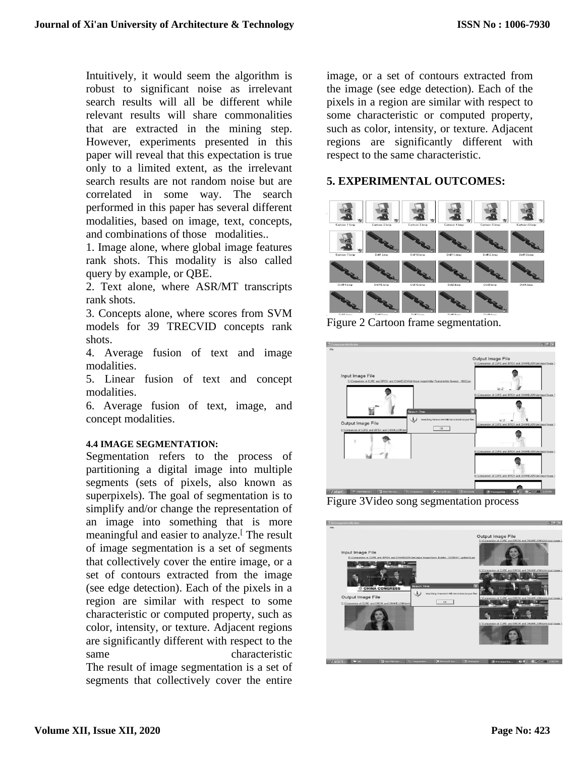Intuitively, it would seem the algorithm is robust to significant noise as irrelevant search results will all be different while relevant results will share commonalities that are extracted in the mining step. However, experiments presented in this paper will reveal that this expectation is true only to a limited extent, as the irrelevant search results are not random noise but are correlated in some way. The search performed in this paper has several different modalities, based on image, text, concepts, and combinations of those modalities..

1. Image alone, where global image features rank shots. This modality is also called query by example, or QBE.
2. Text alone, where ASR/MT transcripts rank shots.
3. Concepts alone, where scores from SVM models for 39 TRECVID concepts rank shots.
4. Average fusion of text and image modalities.
5. Linear fusion of text and concept modalities.
6. Average fusion of text, image, and concept modalities.

#### 4.4 IMAGE SEGMENTATION:

Segmentation refers to the process of partitioning a digital image into multiple segments (sets of pixels, also known as superpixels). The goal of segmentation is to simplify and/or change the representation of an image into something that is more meaningful and easier to analyze.[ The result of image segmentation is a set of segments that collectively cover the entire image, or a set of contours extracted from the image (see edge detection). Each of the pixels in a region are similar with respect to some characteristic or computed property, such as color, intensity, or texture. Adjacent regions are significantly different with respect to the same characteristic

The result of image segmentation is a set of segments that collectively cover the entire image, or a set of contours extracted from the image (see edge detection). Each of the pixels in a region are similar with respect to some characteristic or computed property, such as color, intensity, or texture. Adjacent regions are significantly different with respect to the same characteristic.

## 5. EXPERIMENTAL OUTCOMES:

Figure 2 Cartoon frame segmentation.

Figure 3Video song segmentation process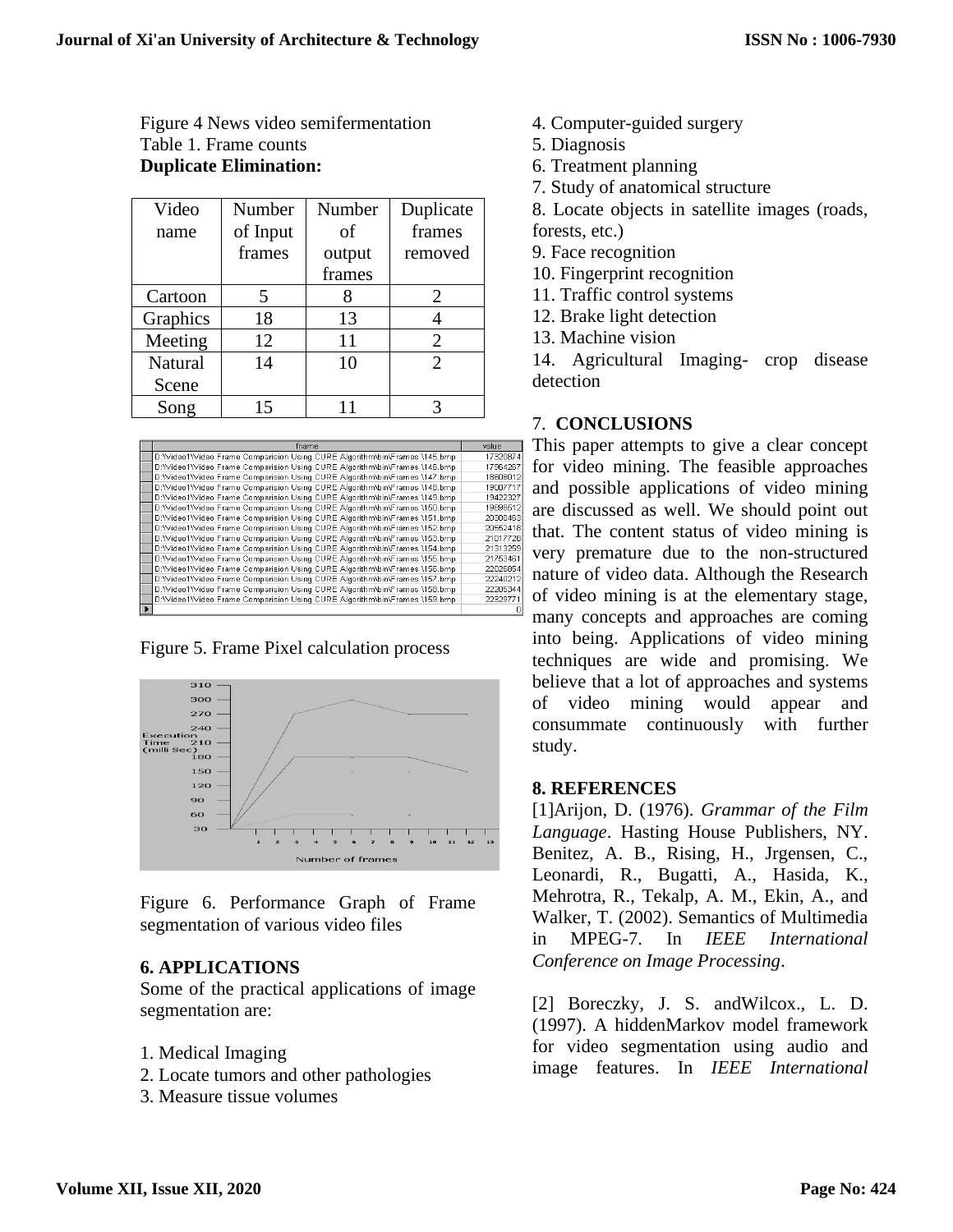Figure 4 News video semifermentation

Table 1. Frame counts

**Duplicate Elimination:**

| Video name | Number of Input frames | Number of output frames | Duplicate frames removed |
|---|---|---|---|
| Cartoon | 5 | 8 | 2 |
| Graphics | 18 | 13 | 4 |
| Meeting | 12 | 11 | 2 |
| Natural Scene | 14 | 10 | 2 |
| Song | 15 | 11 | 3 |

| fname | value |
|---|---|
| D:\Video1\Video Frame Comparision Using CURE Algorithm\bin\Frames \145.bmp | 17320874 |
| D:\Video1\Video Frame Comparision Using CURE Algorithm\bin\Frames \146.bmp | 17964267 |
| D:\Video1\Video Frame Comparision Using CURE Algorithm\bin\Frames \147.bmp | 18608012 |
| D:\Video1\Video Frame Comparision Using CURE Algorithm\bin\Frames \148.bmp | 19007717 |
| D:\Video1\Video Frame Comparision Using CURE Algorithm\bin\Frames \149.bmp | 19422327 |
| D:\Video1\Video Frame Comparision Using CURE Algorithm\bin\Frames \150.bmp | 19696512 |
| D:\Video1\Video Frame Comparision Using CURE Algorithm\bin\Frames \151.bmp | 20300463 |
| D:\Video1\Video Frame Comparision Using CURE Algorithm\bin\Frames \152.bmp | 20552418 |
| D:\Video1\Video Frame Comparision Using CURE Algorithm\bin\Frames \153.bmp | 21017726 |
| D:\Video1\Video Frame Comparision Using CURE Algorithm\bin\Frames \154.bmp | 21313259 |
| D:\Video1\Video Frame Comparision Using CURE Algorithm\bin\Frames \155.bmp | 21753461 |
| D:\Video1\Video Frame Comparision Using CURE Algorithm\bin\Frames \156.bmp | 22026854 |
| D:\Video1\Video Frame Comparision Using CURE Algorithm\bin\Frames \157.bmp | 22240212 |
| D:\Video1\Video Frame Comparision Using CURE Algorithm\bin\Frames \158.bmp | 22205344 |
| D:\Video1\Video Frame Comparision Using CURE Algorithm\bin\Frames \159.bmp | 22329771 |
| | 0 |

Figure 5. Frame Pixel calculation process

Execution Time (milli Sec)

310
300
270
240
210
180
150
120
90
60
30

1 2 3 4 5 6 7 8 9 10 11 12 13

Number of frames

Figure 6. Performance Graph of Frame segmentation of various video files

## 6. APPLICATIONS

Some of the practical applications of image segmentation are:

1. Medical Imaging
2. Locate tumors and other pathologies
3. Measure tissue volumes
4. Computer-guided surgery
5. Diagnosis
6. Treatment planning
7. Study of anatomical structure
8. Locate objects in satellite images (roads, forests, etc.)
9. Face recognition
10. Fingerprint recognition
11. Traffic control systems
12. Brake light detection
13. Machine vision
14. Agricultural Imaging- crop disease detection

## 7. CONCLUSIONS

This paper attempts to give a clear concept for video mining. The feasible approaches and possible applications of video mining are discussed as well. We should point out that. The content status of video mining is very premature due to the non-structured nature of video data. Although the Research of video mining is at the elementary stage, many concepts and approaches are coming into being. Applications of video mining techniques are wide and promising. We believe that a lot of approaches and systems of video mining would appear and consummate continuously with further study.

## 8. REFERENCES

[1]Arijon, D. (1976). *Grammar of the Film Language*. Hasting House Publishers, NY. Benitez, A. B., Rising, H., Jrgensen, C., Leonardi, R., Bugatti, A., Hasida, K., Mehrotra, R., Tekalp, A. M., Ekin, A., and Walker, T. (2002). Semantics of Multimedia in MPEG-7. In *IEEE International Conference on Image Processing*.

[2] Boreczky, J. S. andWilcox., L. D. (1997). A hiddenMarkov model framework for video segmentation using audio and image features. In *IEEE International*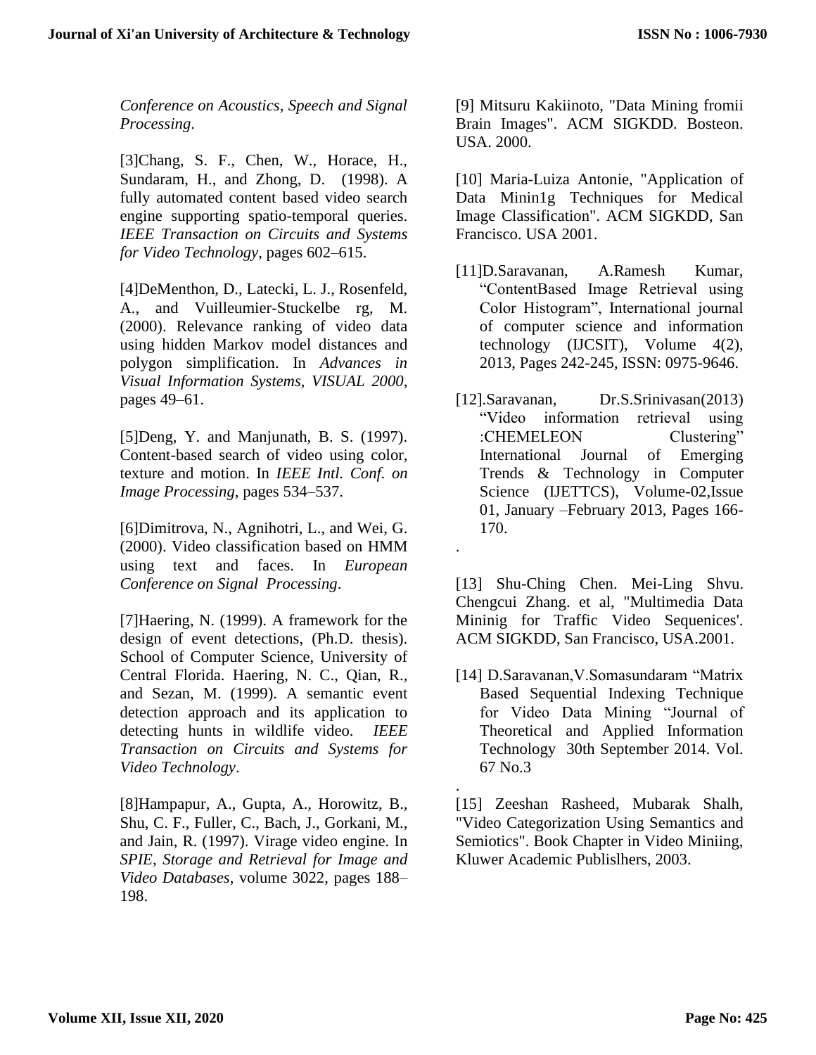*Conference on Acoustics, Speech and Signal Processing*.

[3]Chang, S. F., Chen, W., Horace, H., Sundaram, H., and Zhong, D. (1998). A fully automated content based video search engine supporting spatio-temporal queries. *IEEE Transaction on Circuits and Systems for Video Technology*, pages 602–615.

[4]DeMenthon, D., Latecki, L. J., Rosenfeld, A., and Vuilleumier-Stuckelbe rg, M. (2000). Relevance ranking of video data using hidden Markov model distances and polygon simplification. In *Advances in Visual Information Systems, VISUAL 2000*, pages 49–61.

[5]Deng, Y. and Manjunath, B. S. (1997). Content-based search of video using color, texture and motion. In *IEEE Intl. Conf. on Image Processing*, pages 534–537.

[6]Dimitrova, N., Agnihotri, L., and Wei, G. (2000). Video classification based on HMM using text and faces. In *European Conference on Signal Processing*.

[7]Haering, N. (1999). A framework for the design of event detections, (Ph.D. thesis). School of Computer Science, University of Central Florida. Haering, N. C., Qian, R., and Sezan, M. (1999). A semantic event detection approach and its application to detecting hunts in wildlife video. *IEEE Transaction on Circuits and Systems for Video Technology*.

[8]Hampapur, A., Gupta, A., Horowitz, B., Shu, C. F., Fuller, C., Bach, J., Gorkani, M., and Jain, R. (1997). Virage video engine. In *SPIE, Storage and Retrieval for Image and Video Databases*, volume 3022, pages 188–198.

[9] Mitsuru Kakiinoto, "Data Mining fromii Brain Images". ACM SIGKDD. Bosteon. USA. 2000.

[10] Maria-Luiza Antonie, "Application of Data Minin1g Techniques for Medical Image Classification". ACM SIGKDD, San Francisco. USA 2001.

[11]D.Saravanan, A.Ramesh Kumar, "ContentBased Image Retrieval using Color Histogram", International journal of computer science and information technology (IJCSIT), Volume 4(2), 2013, Pages 242-245, ISSN: 0975-9646.

[12].Saravanan, Dr.S.Srinivasan(2013) "Video information retrieval using :CHEMELEON Clustering" International Journal of Emerging Trends & Technology in Computer Science (IJETTCS), Volume-02,Issue 01, January –February 2013, Pages 166-170.

.

[13] Shu-Ching Chen. Mei-Ling Shvu. Chengcui Zhang. et al, "Multimedia Data Mininig for Traffic Video Sequenices'. ACM SIGKDD, San Francisco, USA.2001.

[14] D.Saravanan,V.Somasundaram "Matrix Based Sequential Indexing Technique for Video Data Mining "Journal of Theoretical and Applied Information Technology 30th September 2014. Vol. 67 No.3

.

[15] Zeeshan Rasheed, Mubarak Shalh, "Video Categorization Using Semantics and Semiotics". Book Chapter in Video Miniing, Kluwer Academic Publislhers, 2003.